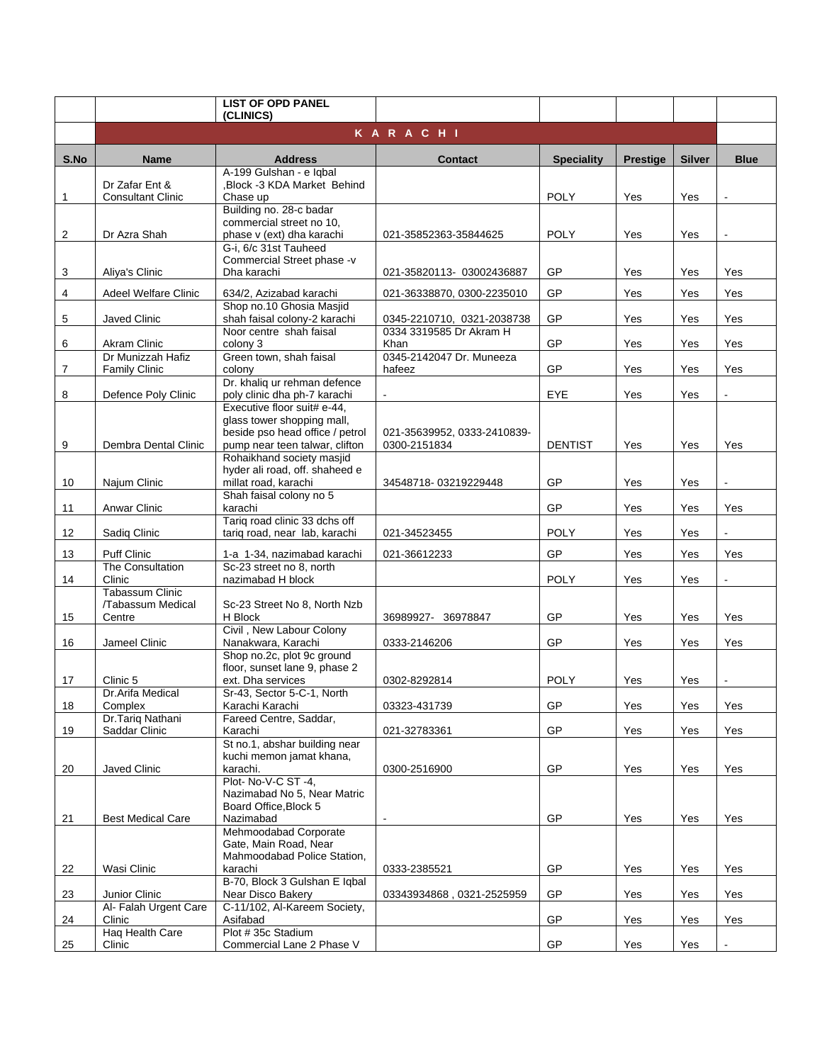**LIST OF OPD PANEL (CLINICS)**

**K A R A C H I**

| S.No | Name | Address | Contact | Speciality | Prestige | Silver | Blue |
|---|---|---|---|---|---|---|---|
| 1 | Dr Zafar Ent & Consultant Clinic | A-199 Gulshan - e Iqbal ,Block -3 KDA Market Behind Chase up | | POLY | Yes | Yes | - |
| 2 | Dr Azra Shah | Building no. 28-c badar commercial street no 10, phase v (ext) dha karachi | 021-35852363-35844625 | POLY | Yes | Yes | - |
| 3 | Aliya's Clinic | G-i, 6/c 31st Tauheed Commercial Street phase -v Dha karachi | 021-35820113- 03002436887 | GP | Yes | Yes | Yes |
| 4 | Adeel Welfare Clinic | 634/2, Azizabad karachi | 021-36338870, 0300-2235010 | GP | Yes | Yes | Yes |
| 5 | Javed Clinic | Shop no.10 Ghosia Masjid shah faisal colony-2 karachi | 0345-2210710, 0321-2038738 | GP | Yes | Yes | Yes |
| 6 | Akram Clinic | Noor centre shah faisal colony 3 | 0334 3319585 Dr Akram H Khan | GP | Yes | Yes | Yes |
| 7 | Dr Munizzah Hafiz Family Clinic | Green town, shah faisal colony | 0345-2142047 Dr. Muneeza hafeez | GP | Yes | Yes | Yes |
| 8 | Defence Poly Clinic | Dr. khaliq ur rehman defence poly clinic dha ph-7 karachi | - | EYE | Yes | Yes | - |
| 9 | Dembra Dental Clinic | Executive floor suit# e-44, glass tower shopping mall, beside pso head office / petrol pump near teen talwar, clifton | 021-35639952, 0333-2410839-0300-2151834 | DENTIST | Yes | Yes | Yes |
| 10 | Najum Clinic | Rohaikhand society masjid hyder ali road, off. shaheed e millat road, karachi | 34548718- 03219229448 | GP | Yes | Yes | - |
| 11 | Anwar Clinic | Shah faisal colony no 5 karachi | | GP | Yes | Yes | Yes |
| 12 | Sadiq Clinic | Tariq road clinic 33 dchs off tariq road, near lab, karachi | 021-34523455 | POLY | Yes | Yes | - |
| 13 | Puff Clinic | 1-a 1-34, nazimabad karachi | 021-36612233 | GP | Yes | Yes | Yes |
| 14 | The Consultation Clinic | Sc-23 street no 8, north nazimabad H block | | POLY | Yes | Yes | - |
| 15 | Tabassum Clinic /Tabassum Medical Centre | Sc-23 Street No 8, North Nzb H Block | 36989927- 36978847 | GP | Yes | Yes | Yes |
| 16 | Jameel Clinic | Civil , New Labour Colony Nanakwara, Karachi | 0333-2146206 | GP | Yes | Yes | Yes |
| 17 | Clinic 5 | Shop no.2c, plot 9c ground floor, sunset lane 9, phase 2 ext. Dha services | 0302-8292814 | POLY | Yes | Yes | - |
| 18 | Dr.Arifa Medical Complex | Sr-43, Sector 5-C-1, North Karachi Karachi | 03323-431739 | GP | Yes | Yes | Yes |
| 19 | Dr.Tariq Nathani Saddar Clinic | Fareed Centre, Saddar, Karachi | 021-32783361 | GP | Yes | Yes | Yes |
| 20 | Javed Clinic | St no.1, abshar building near kuchi memon jamat khana, karachi. | 0300-2516900 | GP | Yes | Yes | Yes |
| 21 | Best Medical Care | Plot- No-V-C ST -4, Nazimabad No 5, Near Matric Board Office,Block 5 Nazimabad | - | GP | Yes | Yes | Yes |
| 22 | Wasi Clinic | Mehmoodabad Corporate Gate, Main Road, Near Mahmoodabad Police Station, karachi | 0333-2385521 | GP | Yes | Yes | Yes |
| 23 | Junior Clinic | B-70, Block 3 Gulshan E Iqbal Near Disco Bakery | 03343934868 , 0321-2525959 | GP | Yes | Yes | Yes |
| 24 | Al- Falah Urgent Care Clinic | C-11/102, Al-Kareem Society, Asifabad | | GP | Yes | Yes | Yes |
| 25 | Haq Health Care Clinic | Plot # 35c Stadium Commercial Lane 2 Phase V | | GP | Yes | Yes | - |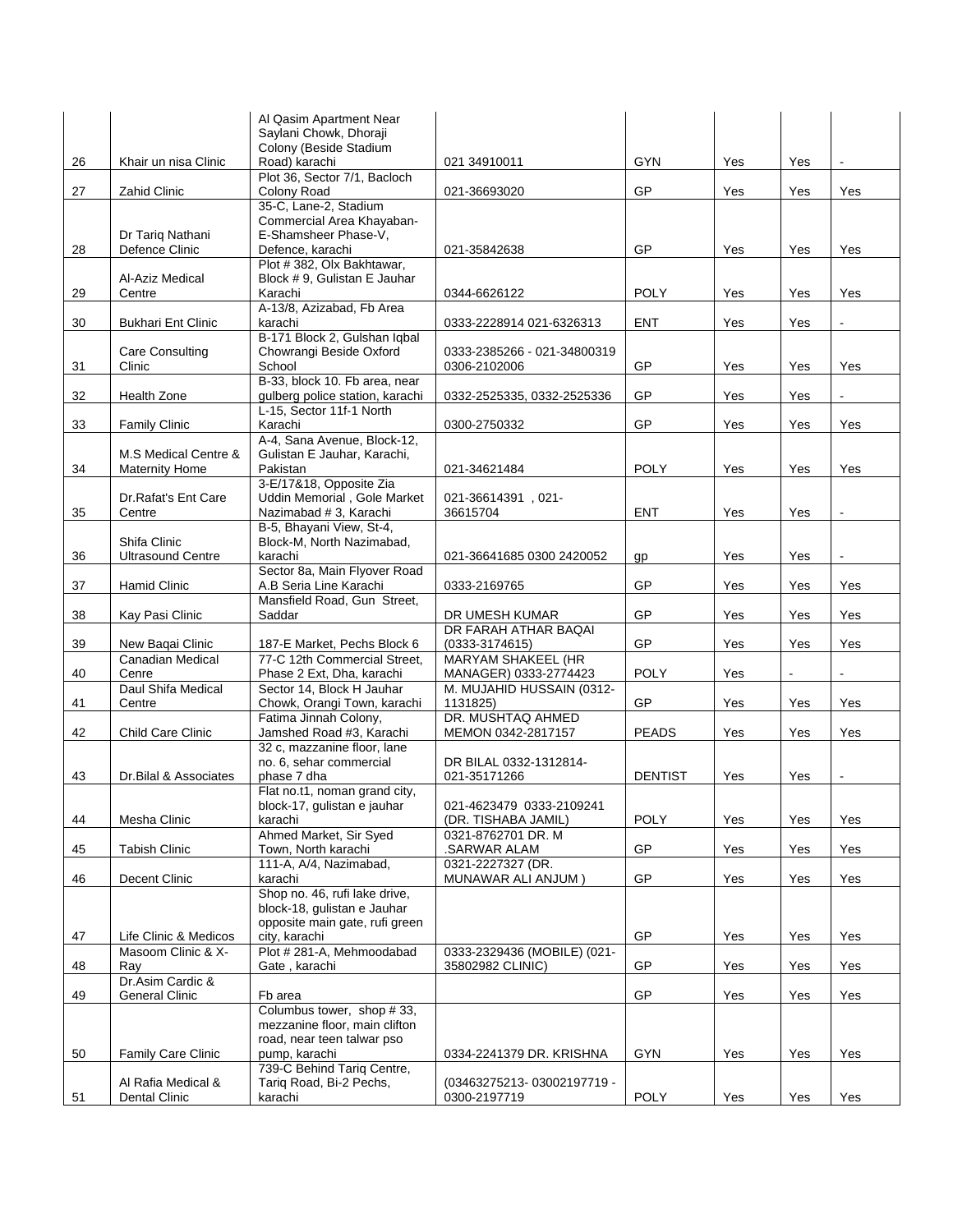| 26 | Khair un nisa Clinic | Al Qasim Apartment Near Saylani Chowk, Dhoraji Colony (Beside Stadium Road) karachi | 021 34910011 | GYN | Yes | Yes | - |
|---|---|---|---|---|---|---|---|
| 27 | Zahid Clinic | Plot 36, Sector 7/1, Bacloch Colony Road | 021-36693020 | GP | Yes | Yes | Yes |
| 28 | Dr Tariq Nathani Defence Clinic | 35-C, Lane-2, Stadium Commercial Area Khayaban-E-Shamsheer Phase-V, Defence, karachi | 021-35842638 | GP | Yes | Yes | Yes |
| 29 | Al-Aziz Medical Centre | Plot # 382, Olx Bakhtawar, Block # 9, Gulistan E Jauhar Karachi | 0344-6626122 | POLY | Yes | Yes | Yes |
| 30 | Bukhari Ent Clinic | A-13/8, Azizabad, Fb Area karachi | 0333-2228914 021-6326313 | ENT | Yes | Yes | - |
| 31 | Care Consulting Clinic | B-171 Block 2, Gulshan Iqbal Chowrangi Beside Oxford School | 0333-2385266 - 021-34800319 0306-2102006 | GP | Yes | Yes | Yes |
| 32 | Health Zone | B-33, block 10. Fb area, near gulberg police station, karachi | 0332-2525335, 0332-2525336 | GP | Yes | Yes | - |
| 33 | Family Clinic | L-15, Sector 11f-1 North Karachi | 0300-2750332 | GP | Yes | Yes | Yes |
| 34 | M.S Medical Centre & Maternity Home | A-4, Sana Avenue, Block-12, Gulistan E Jauhar, Karachi, Pakistan | 021-34621484 | POLY | Yes | Yes | Yes |
| 35 | Dr.Rafat's Ent Care Centre | 3-E/17&18, Opposite Zia Uddin Memorial , Gole Market Nazimabad # 3, Karachi | 021-36614391 , 021-36615704 | ENT | Yes | Yes | - |
| 36 | Shifa Clinic Ultrasound Centre | B-5, Bhayani View, St-4, Block-M, North Nazimabad, karachi | 021-36641685 0300 2420052 | gp | Yes | Yes | - |
| 37 | Hamid Clinic | Sector 8a, Main Flyover Road A.B Seria Line Karachi | 0333-2169765 | GP | Yes | Yes | Yes |
| 38 | Kay Pasi Clinic | Mansfield Road, Gun Street, Saddar | DR UMESH KUMAR | GP | Yes | Yes | Yes |
| 39 | New Baqai Clinic | 187-E Market, Pechs Block 6 | DR FARAH ATHAR BAQAI (0333-3174615) | GP | Yes | Yes | Yes |
| 40 | Canadian Medical Cenre | 77-C 12th Commercial Street, Phase 2 Ext, Dha, karachi | MARYAM SHAKEEL (HR MANAGER) 0333-2774423 | POLY | Yes | - | - |
| 41 | Daul Shifa Medical Centre | Sector 14, Block H Jauhar Chowk, Orangi Town, karachi | M. MUJAHID HUSSAIN (0312-1131825) | GP | Yes | Yes | Yes |
| 42 | Child Care Clinic | Fatima Jinnah Colony, Jamshed Road #3, Karachi | DR. MUSHTAQ AHMED MEMON 0342-2817157 | PEADS | Yes | Yes | Yes |
| 43 | Dr.Bilal & Associates | 32 c, mazzanine floor, lane no. 6, sehar commercial phase 7 dha | DR BILAL 0332-1312814-021-35171266 | DENTIST | Yes | Yes | - |
| 44 | Mesha Clinic | Flat no.t1, noman grand city, block-17, gulistan e jauhar karachi | 021-4623479 0333-2109241 (DR. TISHABA JAMIL) | POLY | Yes | Yes | Yes |
| 45 | Tabish Clinic | Ahmed Market, Sir Syed Town, North karachi | 0321-8762701 DR. M .SARWAR ALAM | GP | Yes | Yes | Yes |
| 46 | Decent Clinic | 111-A, A/4, Nazimabad, karachi | 0321-2227327 (DR. MUNAWAR ALI ANJUM ) | GP | Yes | Yes | Yes |
| 47 | Life Clinic & Medicos | Shop no. 46, rufi lake drive, block-18, gulistan e Jauhar opposite main gate, rufi green city, karachi | | GP | Yes | Yes | Yes |
| 48 | Masoom Clinic & X-Ray | Plot # 281-A, Mehmoodabad Gate , karachi | 0333-2329436 (MOBILE) (021-35802982 CLINIC) | GP | Yes | Yes | Yes |
| 49 | Dr.Asim Cardic & General Clinic | Fb area | | GP | Yes | Yes | Yes |
| 50 | Family Care Clinic | Columbus tower, shop # 33, mezzanine floor, main clifton road, near teen talwar pso pump, karachi | 0334-2241379 DR. KRISHNA | GYN | Yes | Yes | Yes |
| 51 | Al Rafia Medical & Dental Clinic | 739-C Behind Tariq Centre, Tariq Road, Bi-2 Pechs, karachi | (03463275213- 03002197719 - 0300-2197719 | POLY | Yes | Yes | Yes |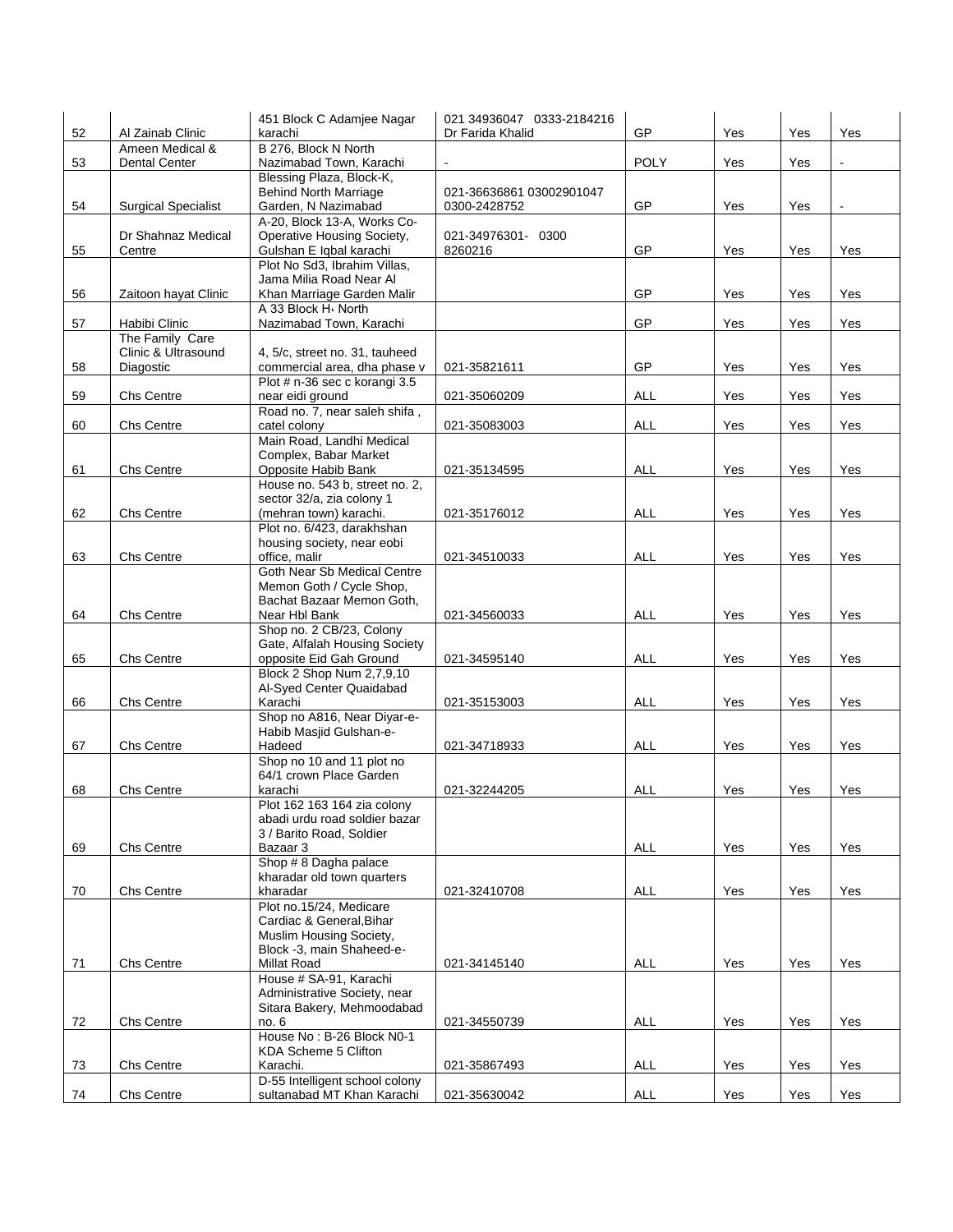| | | | | | | | |
|---|---|---|---|---|---|---|---|
| 52 | Al Zainab Clinic | 451 Block C Adamjee Nagar karachi | 021 34936047 0333-2184216 Dr Farida Khalid | GP | Yes | Yes | Yes |
| 53 | Ameen Medical & Dental Center | B 276, Block N North Nazimabad Town, Karachi | - | POLY | Yes | Yes | - |
| 54 | Surgical Specialist | Blessing Plaza, Block-K, Behind North Marriage Garden, N Nazimabad | 021-36636861 03002901047 0300-2428752 | GP | Yes | Yes | - |
| 55 | Dr Shahnaz Medical Centre | A-20, Block 13-A, Works Co-Operative Housing Society, Gulshan E Iqbal karachi | 021-34976301- 0300 8260216 | GP | Yes | Yes | Yes |
| 56 | Zaitoon hayat Clinic | Plot No Sd3, Ibrahim Villas, Jama Milia Road Near Al Khan Marriage Garden Malir | | GP | Yes | Yes | Yes |
| 57 | Habibi Clinic | A 33 Block H، North Nazimabad Town, Karachi | | GP | Yes | Yes | Yes |
| 58 | The Family Care Clinic & Ultrasound Diagostic | 4, 5/c, street no. 31, tauheed commercial area, dha phase v | 021-35821611 | GP | Yes | Yes | Yes |
| 59 | Chs Centre | Plot # n-36 sec c korangi 3.5 near eidi ground | 021-35060209 | ALL | Yes | Yes | Yes |
| 60 | Chs Centre | Road no. 7, near saleh shifa , catel colony | 021-35083003 | ALL | Yes | Yes | Yes |
| 61 | Chs Centre | Main Road, Landhi Medical Complex, Babar Market Opposite Habib Bank | 021-35134595 | ALL | Yes | Yes | Yes |
| 62 | Chs Centre | House no. 543 b, street no. 2, sector 32/a, zia colony 1 (mehran town) karachi. | 021-35176012 | ALL | Yes | Yes | Yes |
| 63 | Chs Centre | Plot no. 6/423, darakhshan housing society, near eobi office, malir | 021-34510033 | ALL | Yes | Yes | Yes |
| 64 | Chs Centre | Goth Near Sb Medical Centre Memon Goth / Cycle Shop, Bachat Bazaar Memon Goth, Near Hbl Bank | 021-34560033 | ALL | Yes | Yes | Yes |
| 65 | Chs Centre | Shop no. 2 CB/23, Colony Gate, Alfalah Housing Society opposite Eid Gah Ground | 021-34595140 | ALL | Yes | Yes | Yes |
| 66 | Chs Centre | Block 2 Shop Num 2,7,9,10 Al-Syed Center Quaidabad Karachi | 021-35153003 | ALL | Yes | Yes | Yes |
| 67 | Chs Centre | Shop no A816, Near Diyar-e-Habib Masjid Gulshan-e-Hadeed | 021-34718933 | ALL | Yes | Yes | Yes |
| 68 | Chs Centre | Shop no 10 and 11 plot no 64/1 crown Place Garden karachi | 021-32244205 | ALL | Yes | Yes | Yes |
| 69 | Chs Centre | Plot 162 163 164 zia colony abadi urdu road soldier bazar 3 / Barito Road, Soldier Bazaar 3 | | ALL | Yes | Yes | Yes |
| 70 | Chs Centre | Shop # 8 Dagha palace kharadar old town quarters kharadar | 021-32410708 | ALL | Yes | Yes | Yes |
| 71 | Chs Centre | Plot no.15/24, Medicare Cardiac & General,Bihar Muslim Housing Society, Block -3, main Shaheed-e-Millat Road | 021-34145140 | ALL | Yes | Yes | Yes |
| 72 | Chs Centre | House # SA-91, Karachi Administrative Society, near Sitara Bakery, Mehmoodabad no. 6 | 021-34550739 | ALL | Yes | Yes | Yes |
| 73 | Chs Centre | House No : B-26 Block N0-1 KDA Scheme 5 Clifton Karachi. | 021-35867493 | ALL | Yes | Yes | Yes |
| 74 | Chs Centre | D-55 Intelligent school colony sultanabad MT Khan Karachi | 021-35630042 | ALL | Yes | Yes | Yes |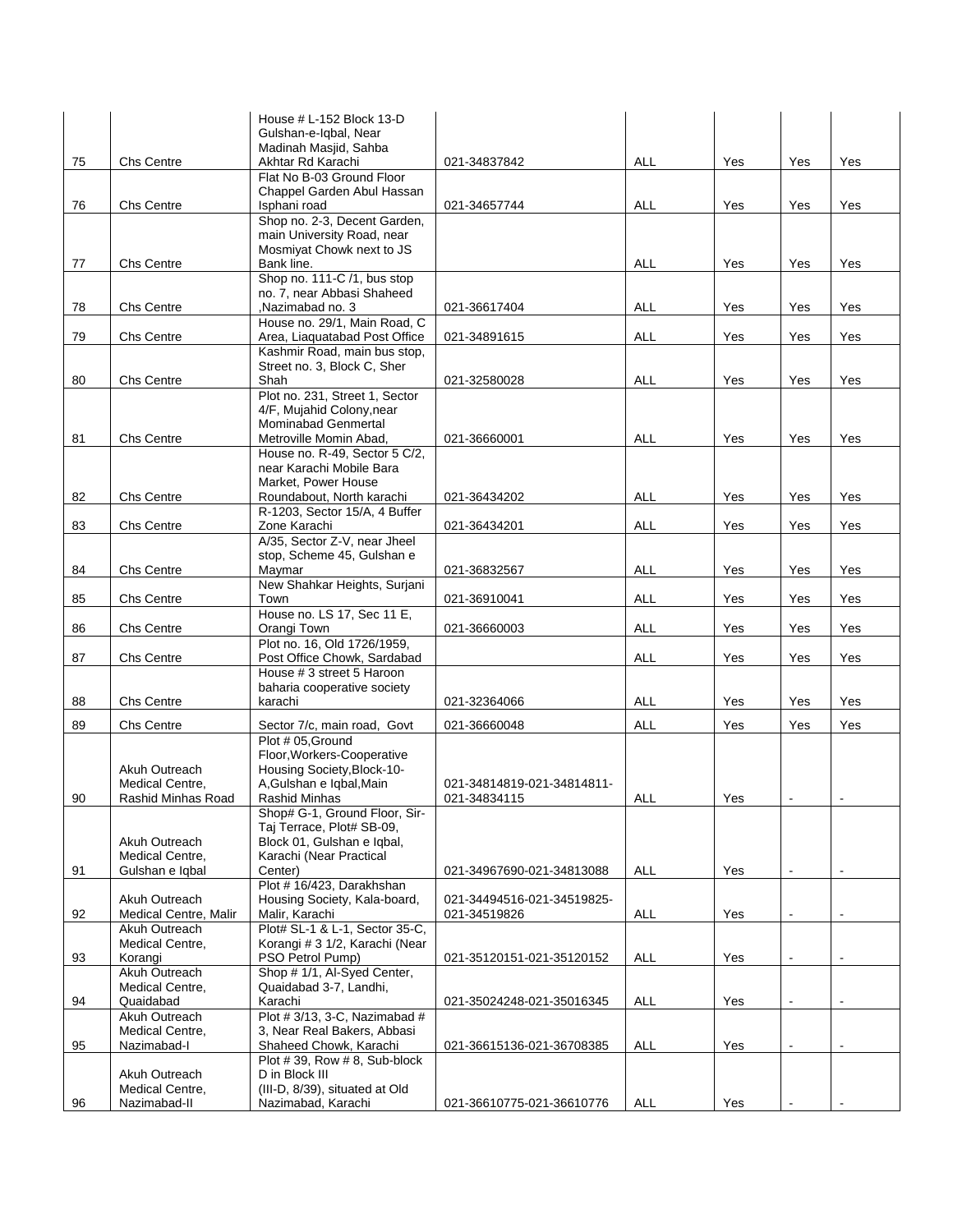| | | | | | | | |
|---|---|---|---|---|---|---|---|
| 75 | Chs Centre | House # L-152 Block 13-D Gulshan-e-Iqbal, Near Madinah Masjid, Sahba Akhtar Rd Karachi | 021-34837842 | ALL | Yes | Yes | Yes |
| 76 | Chs Centre | Flat No B-03 Ground Floor Chappel Garden Abul Hassan Isphani road | 021-34657744 | ALL | Yes | Yes | Yes |
| 77 | Chs Centre | Shop no. 2-3, Decent Garden, main University Road, near Mosmiyat Chowk next to JS Bank line. | | ALL | Yes | Yes | Yes |
| 78 | Chs Centre | Shop no. 111-C /1, bus stop no. 7, near Abbasi Shaheed ,Nazimabad no. 3 | 021-36617404 | ALL | Yes | Yes | Yes |
| 79 | Chs Centre | House no. 29/1, Main Road, C Area, Liaquatabad Post Office | 021-34891615 | ALL | Yes | Yes | Yes |
| 80 | Chs Centre | Kashmir Road, main bus stop, Street no. 3, Block C, Sher Shah | 021-32580028 | ALL | Yes | Yes | Yes |
| 81 | Chs Centre | Plot no. 231, Street 1, Sector 4/F, Mujahid Colony,near Mominabad Genmertal Metroville Momin Abad, | 021-36660001 | ALL | Yes | Yes | Yes |
| 82 | Chs Centre | House no. R-49, Sector 5 C/2, near Karachi Mobile Bara Market, Power House Roundabout, North karachi | 021-36434202 | ALL | Yes | Yes | Yes |
| 83 | Chs Centre | R-1203, Sector 15/A, 4 Buffer Zone Karachi | 021-36434201 | ALL | Yes | Yes | Yes |
| 84 | Chs Centre | A/35, Sector Z-V, near Jheel stop, Scheme 45, Gulshan e Maymar | 021-36832567 | ALL | Yes | Yes | Yes |
| 85 | Chs Centre | New Shahkar Heights, Surjani Town | 021-36910041 | ALL | Yes | Yes | Yes |
| 86 | Chs Centre | House no. LS 17, Sec 11 E, Orangi Town | 021-36660003 | ALL | Yes | Yes | Yes |
| 87 | Chs Centre | Plot no. 16, Old 1726/1959, Post Office Chowk, Sardabad | | ALL | Yes | Yes | Yes |
| 88 | Chs Centre | House # 3 street 5 Haroon baharia cooperative society karachi | 021-32364066 | ALL | Yes | Yes | Yes |
| 89 | Chs Centre | Sector 7/c, main road, Govt | 021-36660048 | ALL | Yes | Yes | Yes |
| 90 | Akuh Outreach Medical Centre, Rashid Minhas Road | Plot # 05,Ground Floor,Workers-Cooperative Housing Society,Block-10-A,Gulshan e Iqbal,Main Rashid Minhas | 021-34814819-021-34814811-021-34834115 | ALL | Yes | - | - |
| 91 | Akuh Outreach Medical Centre, Gulshan e Iqbal | Shop# G-1, Ground Floor, Sir-Taj Terrace, Plot# SB-09, Block 01, Gulshan e Iqbal, Karachi (Near Practical Center) | 021-34967690-021-34813088 | ALL | Yes | - | - |
| 92 | Akuh Outreach Medical Centre, Malir | Plot # 16/423, Darakhshan Housing Society, Kala-board, Malir, Karachi | 021-34494516-021-34519825-021-34519826 | ALL | Yes | - | - |
| 93 | Akuh Outreach Medical Centre, Korangi | Plot# SL-1 & L-1, Sector 35-C, Korangi # 3 1/2, Karachi (Near PSO Petrol Pump) | 021-35120151-021-35120152 | ALL | Yes | - | - |
| 94 | Akuh Outreach Medical Centre, Quaidabad | Shop # 1/1, Al-Syed Center, Quaidabad 3-7, Landhi, Karachi | 021-35024248-021-35016345 | ALL | Yes | - | - |
| 95 | Akuh Outreach Medical Centre, Nazimabad-I | Plot # 3/13, 3-C, Nazimabad # 3, Near Real Bakers, Abbasi Shaheed Chowk, Karachi | 021-36615136-021-36708385 | ALL | Yes | - | - |
| 96 | Akuh Outreach Medical Centre, Nazimabad-II | Plot # 39, Row # 8, Sub-block D in Block III (III-D, 8/39), situated at Old Nazimabad, Karachi | 021-36610775-021-36610776 | ALL | Yes | - | - |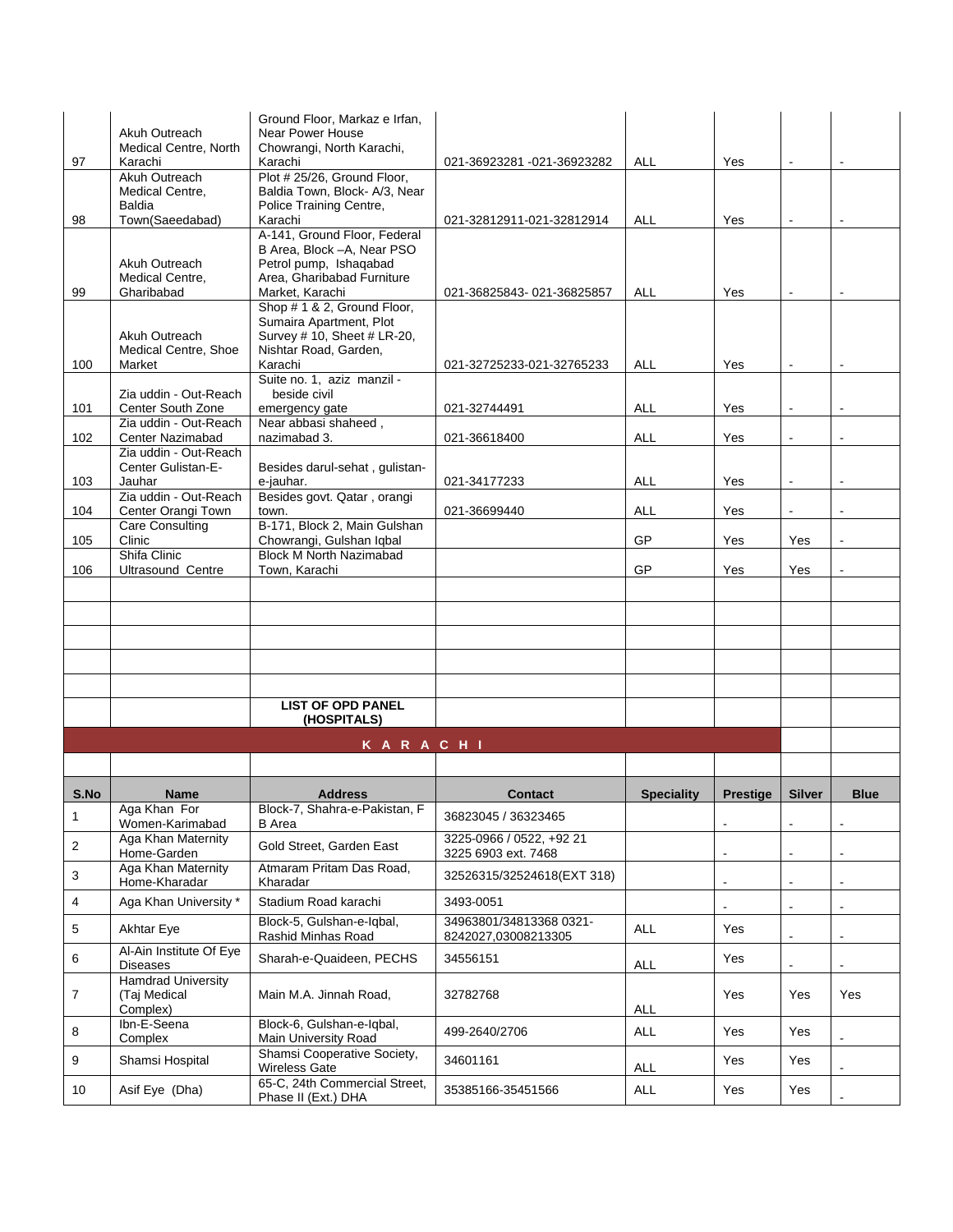| | | | | | | | |
|---|---|---|---|---|---|---|---|
| 97 | Akuh Outreach Medical Centre, North Karachi | Ground Floor, Markaz e Irfan, Near Power House Chowrangi, North Karachi, Karachi | 021-36923281 -021-36923282 | ALL | Yes | - | - |
| 98 | Akuh Outreach Medical Centre, Baldia Town(Saeedabad) | Plot # 25/26, Ground Floor, Baldia Town, Block- A/3, Near Police Training Centre, Karachi | 021-32812911-021-32812914 | ALL | Yes | - | - |
| 99 | Akuh Outreach Medical Centre, Gharibabad | A-141, Ground Floor, Federal B Area, Block –A, Near PSO Petrol pump, Ishaqabad Area, Gharibabad Furniture Market, Karachi | 021-36825843- 021-36825857 | ALL | Yes | - | - |
| 100 | Akuh Outreach Medical Centre, Shoe Market | Shop # 1 & 2, Ground Floor, Sumaira Apartment, Plot Survey # 10, Sheet # LR-20, Nishtar Road, Garden, Karachi | 021-32725233-021-32765233 | ALL | Yes | - | - |
| 101 | Zia uddin - Out-Reach Center South Zone | Suite no. 1, aziz manzil - beside civil emergency gate | 021-32744491 | ALL | Yes | - | - |
| 102 | Zia uddin - Out-Reach Center Nazimabad | Near abbasi shaheed , nazimabad 3. | 021-36618400 | ALL | Yes | - | - |
| 103 | Zia uddin - Out-Reach Center Gulistan-E-Jauhar | Besides darul-sehat , gulistan-e-jauhar. | 021-34177233 | ALL | Yes | - | - |
| 104 | Zia uddin - Out-Reach Center Orangi Town | Besides govt. Qatar , orangi town. | 021-36699440 | ALL | Yes | - | - |
| 105 | Care Consulting Clinic | B-171, Block 2, Main Gulshan Chowrangi, Gulshan Iqbal | | GP | Yes | Yes | - |
| 106 | Shifa Clinic Ultrasound Centre | Block M North Nazimabad Town, Karachi | | GP | Yes | Yes | - |

**LIST OF OPD PANEL (HOSPITALS)**

**K A R A C H I**

| S.No | Name | Address | Contact | Speciality | Prestige | Silver | Blue |
|---|---|---|---|---|---|---|---|
| 1 | Aga Khan For Women-Karimabad | Block-7, Shahra-e-Pakistan, F B Area | 36823045 / 36323465 | | - | - | - |
| 2 | Aga Khan Maternity Home-Garden | Gold Street, Garden East | 3225-0966 / 0522, +92 21 3225 6903 ext. 7468 | | - | - | - |
| 3 | Aga Khan Maternity Home-Kharadar | Atmaram Pritam Das Road, Kharadar | 32526315/32524618(EXT 318) | | - | - | - |
| 4 | Aga Khan University * | Stadium Road karachi | 3493-0051 | | - | - | - |
| 5 | Akhtar Eye | Block-5, Gulshan-e-Iqbal, Rashid Minhas Road | 34963801/34813368 0321-8242027,03008213305 | ALL | Yes | - | - |
| 6 | Al-Ain Institute Of Eye Diseases | Sharah-e-Quaideen, PECHS | 34556151 | ALL | Yes | - | - |
| 7 | Hamdrad University (Taj Medical Complex) | Main M.A. Jinnah Road, | 32782768 | ALL | Yes | Yes | Yes |
| 8 | Ibn-E-Seena Complex | Block-6, Gulshan-e-Iqbal, Main University Road | 499-2640/2706 | ALL | Yes | Yes | - |
| 9 | Shamsi Hospital | Shamsi Cooperative Society, Wireless Gate | 34601161 | ALL | Yes | Yes | - |
| 10 | Asif Eye (Dha) | 65-C, 24th Commercial Street, Phase II (Ext.) DHA | 35385166-35451566 | ALL | Yes | Yes | - |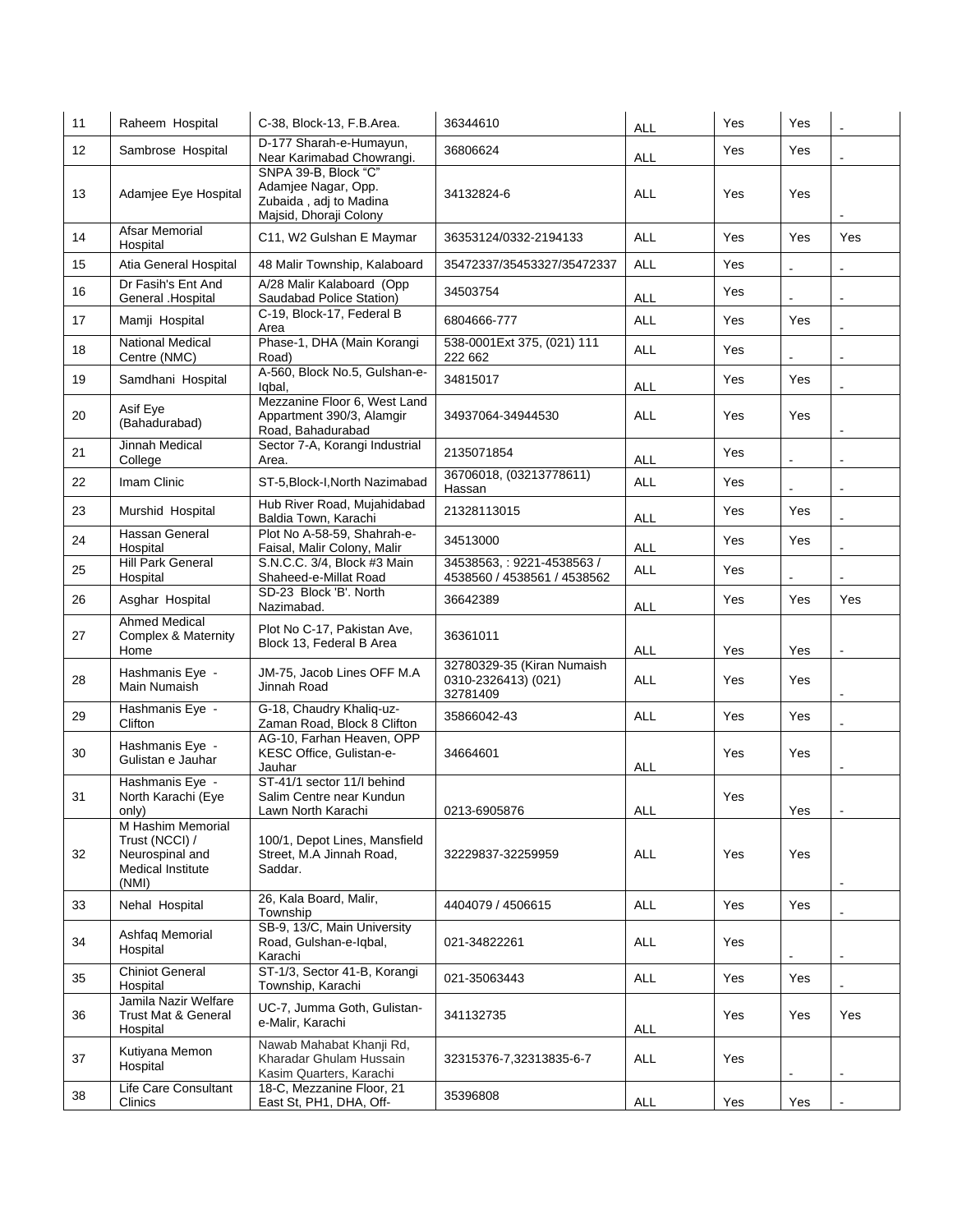| | | | | | | | |
|---|---|---|---|---|---|---|---|
| 11 | Raheem Hospital | C-38, Block-13, F.B.Area. | 36344610 | ALL | Yes | Yes | - |
| 12 | Sambrose Hospital | D-177 Sharah-e-Humayun, Near Karimabad Chowrangi. | 36806624 | ALL | Yes | Yes | - |
| 13 | Adamjee Eye Hospital | SNPA 39-B, Block "C" Adamjee Nagar, Opp. Zubaida , adj to Madina Majsid, Dhoraji Colony | 34132824-6 | ALL | Yes | Yes | - |
| 14 | Afsar Memorial Hospital | C11, W2 Gulshan E Maymar | 36353124/0332-2194133 | ALL | Yes | Yes | Yes |
| 15 | Atia General Hospital | 48 Malir Township, Kalaboard | 35472337/35453327/35472337 | ALL | Yes | - | - |
| 16 | Dr Fasih's Ent And General .Hospital | A/28 Malir Kalaboard (Opp Saudabad Police Station) | 34503754 | ALL | Yes | - | - |
| 17 | Mamji Hospital | C-19, Block-17, Federal B Area | 6804666-777 | ALL | Yes | Yes | - |
| 18 | National Medical Centre (NMC) | Phase-1, DHA (Main Korangi Road) | 538-0001Ext 375, (021) 111 222 662 | ALL | Yes | - | - |
| 19 | Samdhani Hospital | A-560, Block No.5, Gulshan-e-Iqbal, | 34815017 | ALL | Yes | Yes | - |
| 20 | Asif Eye (Bahadurabad) | Mezzanine Floor 6, West Land Appartment 390/3, Alamgir Road, Bahadurabad | 34937064-34944530 | ALL | Yes | Yes | - |
| 21 | Jinnah Medical College | Sector 7-A, Korangi Industrial Area. | 2135071854 | ALL | Yes | - | - |
| 22 | Imam Clinic | ST-5,Block-I,North Nazimabad | 36706018, (03213778611) Hassan | ALL | Yes | - | - |
| 23 | Murshid Hospital | Hub River Road, Mujahidabad Baldia Town, Karachi | 21328113015 | ALL | Yes | Yes | - |
| 24 | Hassan General Hospital | Plot No A-58-59, Shahrah-e-Faisal, Malir Colony, Malir | 34513000 | ALL | Yes | Yes | - |
| 25 | Hill Park General Hospital | S.N.C.C. 3/4, Block #3 Main Shaheed-e-Millat Road | 34538563, : 9221-4538563 / 4538560 / 4538561 / 4538562 | ALL | Yes | - | - |
| 26 | Asghar Hospital | SD-23 Block 'B'. North Nazimabad. | 36642389 | ALL | Yes | Yes | Yes |
| 27 | Ahmed Medical Complex & Maternity Home | Plot No C-17, Pakistan Ave, Block 13, Federal B Area | 36361011 | ALL | Yes | Yes | - |
| 28 | Hashmanis Eye - Main Numaish | JM-75, Jacob Lines OFF M.A Jinnah Road | 32780329-35 (Kiran Numaish 0310-2326413) (021) 32781409 | ALL | Yes | Yes | - |
| 29 | Hashmanis Eye - Clifton | G-18, Chaudry Khaliq-uz-Zaman Road, Block 8 Clifton | 35866042-43 | ALL | Yes | Yes | - |
| 30 | Hashmanis Eye - Gulistan e Jauhar | AG-10, Farhan Heaven, OPP KESC Office, Gulistan-e-Jauhar | 34664601 | ALL | Yes | Yes | - |
| 31 | Hashmanis Eye - North Karachi (Eye only) | ST-41/1 sector 11/I behind Salim Centre near Kundun Lawn North Karachi | 0213-6905876 | ALL | Yes | Yes | - |
| 32 | M Hashim Memorial Trust (NCCI) / Neurospinal and Medical Institute (NMI) | 100/1, Depot Lines, Mansfield Street, M.A Jinnah Road, Saddar. | 32229837-32259959 | ALL | Yes | Yes | - |
| 33 | Nehal Hospital | 26, Kala Board, Malir, Township | 4404079 / 4506615 | ALL | Yes | Yes | - |
| 34 | Ashfaq Memorial Hospital | SB-9, 13/C, Main University Road, Gulshan-e-Iqbal, Karachi | 021-34822261 | ALL | Yes | - | - |
| 35 | Chiniot General Hospital | ST-1/3, Sector 41-B, Korangi Township, Karachi | 021-35063443 | ALL | Yes | Yes | - |
| 36 | Jamila Nazir Welfare Trust Mat & General Hospital | UC-7, Jumma Goth, Gulistan-e-Malir, Karachi | 341132735 | ALL | Yes | Yes | Yes |
| 37 | Kutiyana Memon Hospital | Nawab Mahabat Khanji Rd, Kharadar Ghulam Hussain Kasim Quarters, Karachi | 32315376-7,32313835-6-7 | ALL | Yes | - | - |
| 38 | Life Care Consultant Clinics | 18-C, Mezzanine Floor, 21 East St, PH1, DHA, Off- | 35396808 | ALL | Yes | Yes | - |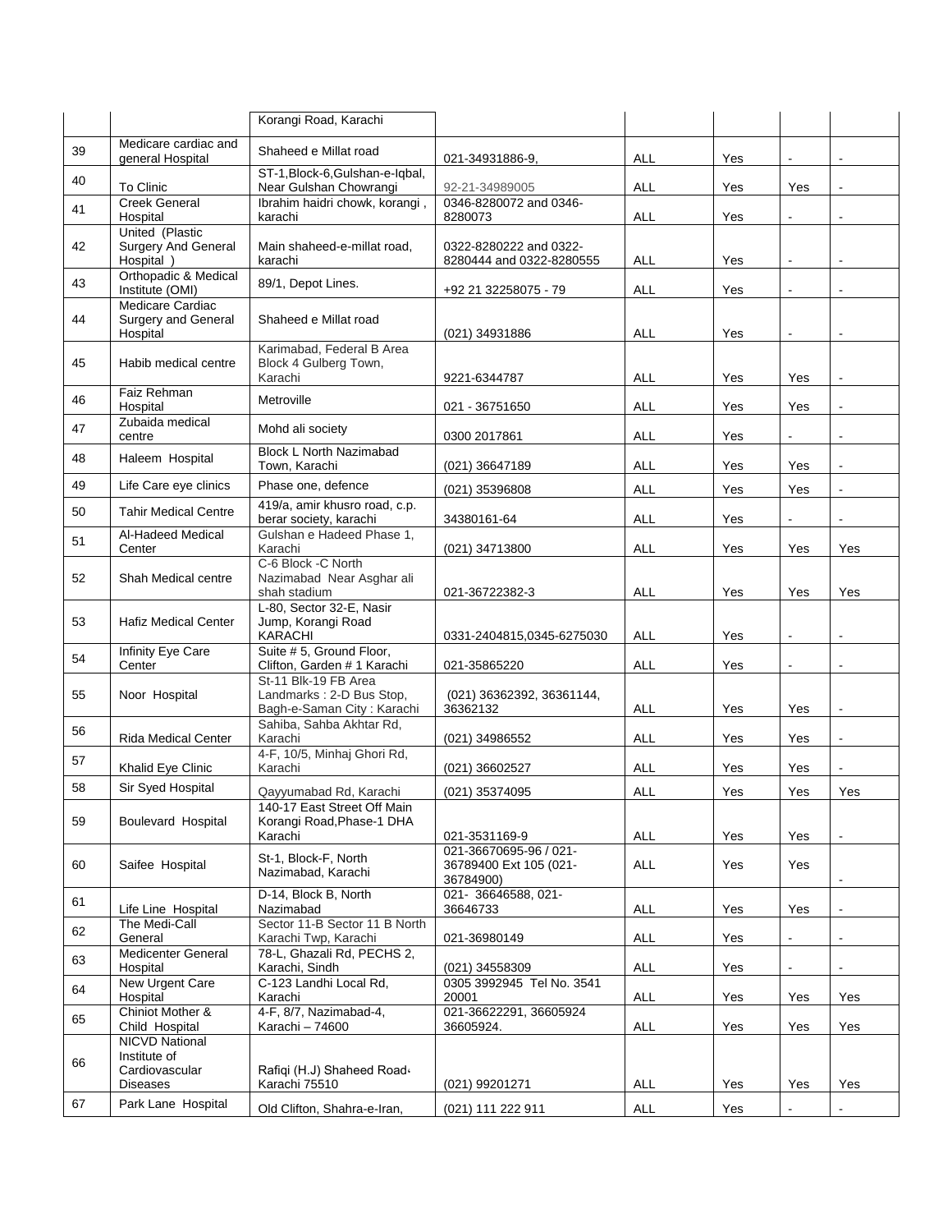| | | Korangi Road, Karachi | | | | | |
|---|---|---|---|---|---|---|---|
| 39 | Medicare cardiac and general Hospital | Shaheed e Millat road | 021-34931886-9, | ALL | Yes | - | - |
| 40 | To Clinic | ST-1,Block-6,Gulshan-e-Iqbal, Near Gulshan Chowrangi | 92-21-34989005 | ALL | Yes | Yes | - |
| 41 | Creek General Hospital | Ibrahim haidri chowk, korangi , karachi | 0346-8280072 and 0346-8280073 | ALL | Yes | - | - |
| 42 | United (Plastic Surgery And General Hospital ) | Main shaheed-e-millat road, karachi | 0322-8280222 and 0322-8280444 and 0322-8280555 | ALL | Yes | - | - |
| 43 | Orthopadic & Medical Institute (OMI) | 89/1, Depot Lines. | +92 21 32258075 - 79 | ALL | Yes | - | - |
| 44 | Medicare Cardiac Surgery and General Hospital | Shaheed e Millat road | (021) 34931886 | ALL | Yes | - | - |
| 45 | Habib medical centre | Karimabad, Federal B Area Block 4 Gulberg Town, Karachi | 9221-6344787 | ALL | Yes | Yes | - |
| 46 | Faiz Rehman Hospital | Metroville | 021 - 36751650 | ALL | Yes | Yes | - |
| 47 | Zubaida medical centre | Mohd ali society | 0300 2017861 | ALL | Yes | - | - |
| 48 | Haleem Hospital | Block L North Nazimabad Town, Karachi | (021) 36647189 | ALL | Yes | Yes | - |
| 49 | Life Care eye clinics | Phase one, defence | (021) 35396808 | ALL | Yes | Yes | - |
| 50 | Tahir Medical Centre | 419/a, amir khusro road, c.p. berar society, karachi | 34380161-64 | ALL | Yes | - | - |
| 51 | Al-Hadeed Medical Center | Gulshan e Hadeed Phase 1, Karachi | (021) 34713800 | ALL | Yes | Yes | Yes |
| 52 | Shah Medical centre | C-6 Block -C North Nazimabad Near Asghar ali shah stadium | 021-36722382-3 | ALL | Yes | Yes | Yes |
| 53 | Hafiz Medical Center | L-80, Sector 32-E, Nasir Jump, Korangi Road KARACHI | 0331-2404815,0345-6275030 | ALL | Yes | - | - |
| 54 | Infinity Eye Care Center | Suite # 5, Ground Floor, Clifton, Garden # 1 Karachi | 021-35865220 | ALL | Yes | - | - |
| 55 | Noor Hospital | St-11 Blk-19 FB Area Landmarks : 2-D Bus Stop, Bagh-e-Saman City : Karachi | (021) 36362392, 36361144, 36362132 | ALL | Yes | Yes | - |
| 56 | Rida Medical Center | Sahiba, Sahba Akhtar Rd, Karachi | (021) 34986552 | ALL | Yes | Yes | - |
| 57 | Khalid Eye Clinic | 4-F, 10/5, Minhaj Ghori Rd, Karachi | (021) 36602527 | ALL | Yes | Yes | - |
| 58 | Sir Syed Hospital | Qayyumabad Rd, Karachi | (021) 35374095 | ALL | Yes | Yes | Yes |
| 59 | Boulevard Hospital | 140-17 East Street Off Main Korangi Road,Phase-1 DHA Karachi | 021-3531169-9 | ALL | Yes | Yes | - |
| 60 | Saifee Hospital | St-1, Block-F, North Nazimabad, Karachi | 021-36670695-96 / 021-36789400 Ext 105 (021-36784900) | ALL | Yes | Yes | - |
| 61 | Life Line Hospital | D-14, Block B, North Nazimabad | 021- 36646588, 021-36646733 | ALL | Yes | Yes | - |
| 62 | The Medi-Call General | Sector 11-B Sector 11 B North Karachi Twp, Karachi | 021-36980149 | ALL | Yes | - | - |
| 63 | Medicenter General Hospital | 78-L, Ghazali Rd, PECHS 2, Karachi, Sindh | (021) 34558309 | ALL | Yes | - | - |
| 64 | New Urgent Care Hospital | C-123 Landhi Local Rd, Karachi | 0305 3992945 Tel No. 3541 20001 | ALL | Yes | Yes | Yes |
| 65 | Chiniot Mother & Child Hospital | 4-F, 8/7, Nazimabad-4, Karachi – 74600 | 021-36622291, 36605924 36605924. | ALL | Yes | Yes | Yes |
| 66 | NICVD National Institute of Cardiovascular Diseases | Rafiqi (H.J) Shaheed Road، Karachi 75510 | (021) 99201271 | ALL | Yes | Yes | Yes |
| 67 | Park Lane Hospital | Old Clifton, Shahra-e-Iran, | (021) 111 222 911 | ALL | Yes | - | - |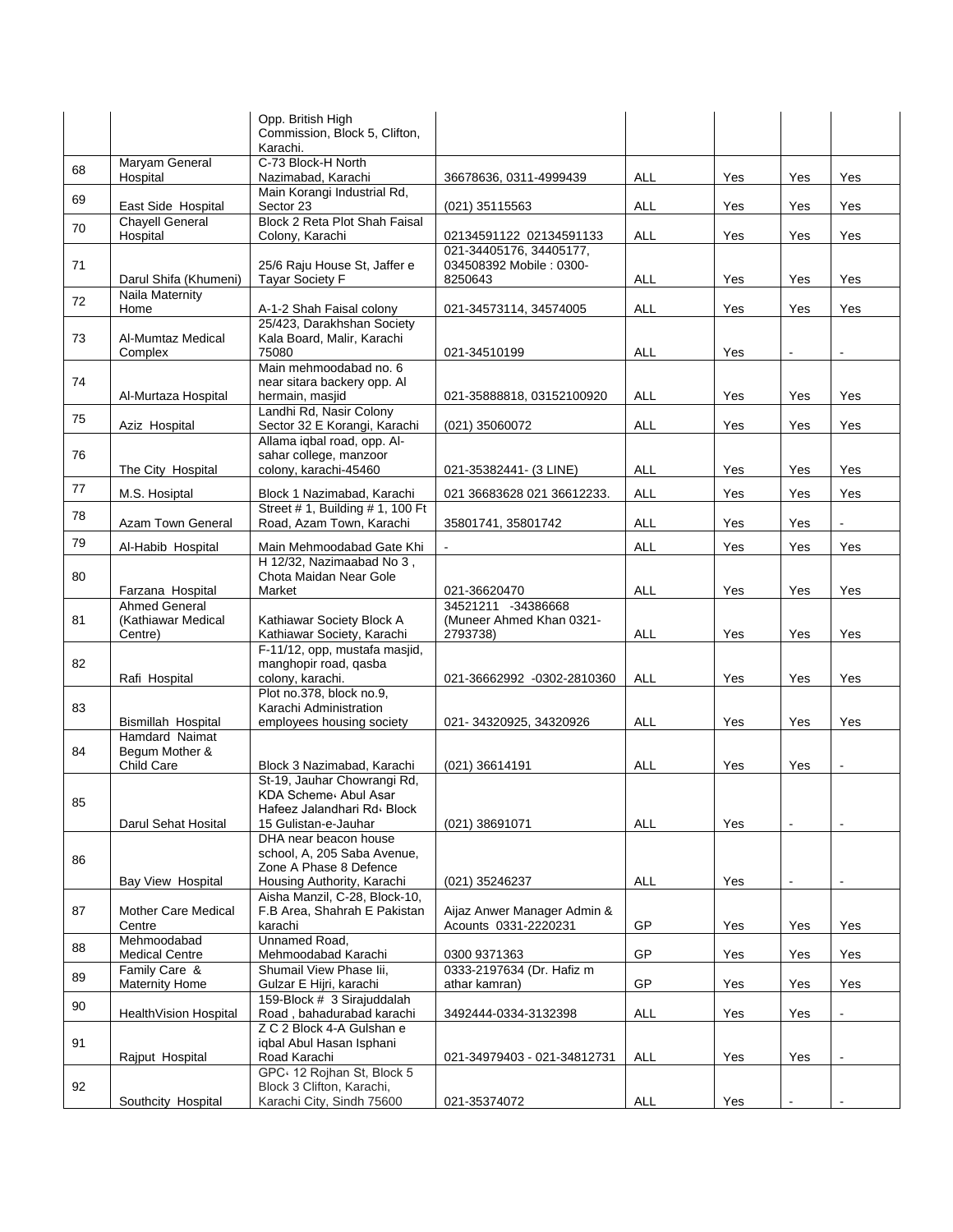| | | | | | | | |
|---|---|---|---|---|---|---|---|
| | | Opp. British High Commission, Block 5, Clifton, Karachi. | | | | | |
| 68 | Maryam General Hospital | C-73 Block-H North Nazimabad, Karachi | 36678636, 0311-4999439 | ALL | Yes | Yes | Yes |
| 69 | East Side Hospital | Main Korangi Industrial Rd, Sector 23 | (021) 35115563 | ALL | Yes | Yes | Yes |
| 70 | Chayell General Hospital | Block 2 Reta Plot Shah Faisal Colony, Karachi | 02134591122 02134591133 | ALL | Yes | Yes | Yes |
| 71 | Darul Shifa (Khumeni) | 25/6 Raju House St, Jaffer e Tayar Society F | 021-34405176, 34405177, 034508392 Mobile : 0300-8250643 | ALL | Yes | Yes | Yes |
| 72 | Naila Maternity Home | A-1-2 Shah Faisal colony | 021-34573114, 34574005 | ALL | Yes | Yes | Yes |
| 73 | Al-Mumtaz Medical Complex | 25/423, Darakhshan Society Kala Board, Malir, Karachi 75080 | 021-34510199 | ALL | Yes | - | - |
| 74 | Al-Murtaza Hospital | Main mehmoodabad no. 6 near sitara backery opp. Al hermain, masjid | 021-35888818, 03152100920 | ALL | Yes | Yes | Yes |
| 75 | Aziz Hospital | Landhi Rd, Nasir Colony Sector 32 E Korangi, Karachi | (021) 35060072 | ALL | Yes | Yes | Yes |
| 76 | The City Hospital | Allama iqbal road, opp. Al-sahar college, manzoor colony, karachi-45460 | 021-35382441- (3 LINE) | ALL | Yes | Yes | Yes |
| 77 | M.S. Hosiptal | Block 1 Nazimabad, Karachi | 021 36683628 021 36612233. | ALL | Yes | Yes | Yes |
| 78 | Azam Town General | Street # 1, Building # 1, 100 Ft Road, Azam Town, Karachi | 35801741, 35801742 | ALL | Yes | Yes | - |
| 79 | Al-Habib Hospital | Main Mehmoodabad Gate Khi | - | ALL | Yes | Yes | Yes |
| 80 | Farzana Hospital | H 12/32, Nazimaabad No 3 , Chota Maidan Near Gole Market | 021-36620470 | ALL | Yes | Yes | Yes |
| 81 | Ahmed General (Kathiawar Medical Centre) | Kathiawar Society Block A Kathiawar Society, Karachi | 34521211 -34386668 (Muneer Ahmed Khan 0321-2793738) | ALL | Yes | Yes | Yes |
| 82 | Rafi Hospital | F-11/12, opp, mustafa masjid, manghopir road, qasba colony, karachi. | 021-36662992 -0302-2810360 | ALL | Yes | Yes | Yes |
| 83 | Bismillah Hospital | Plot no.378, block no.9, Karachi Administration employees housing society | 021- 34320925, 34320926 | ALL | Yes | Yes | Yes |
| 84 | Hamdard Naimat Begum Mother & Child Care | Block 3 Nazimabad, Karachi | (021) 36614191 | ALL | Yes | Yes | - |
| 85 | Darul Sehat Hosital | St-19, Jauhar Chowrangi Rd, KDA Scheme، Abul Asar Hafeez Jalandhari Rd، Block 15 Gulistan-e-Jauhar | (021) 38691071 | ALL | Yes | - | - |
| 86 | Bay View Hospital | DHA near beacon house school, A, 205 Saba Avenue, Zone A Phase 8 Defence Housing Authority, Karachi | (021) 35246237 | ALL | Yes | - | - |
| 87 | Mother Care Medical Centre | Aisha Manzil, C-28, Block-10, F.B Area, Shahrah E Pakistan karachi | Aijaz Anwer Manager Admin & Acounts 0331-2220231 | GP | Yes | Yes | Yes |
| 88 | Mehmoodabad Medical Centre | Unnamed Road, Mehmoodabad Karachi | 0300 9371363 | GP | Yes | Yes | Yes |
| 89 | Family Care & Maternity Home | Shumail View Phase Iii, Gulzar E Hijri, karachi | 0333-2197634 (Dr. Hafiz m athar kamran) | GP | Yes | Yes | Yes |
| 90 | HealthVision Hospital | 159-Block # 3 Sirajuddalah Road , bahadurabad karachi | 3492444-0334-3132398 | ALL | Yes | Yes | - |
| 91 | Rajput Hospital | Z C 2 Block 4-A Gulshan e iqbal Abul Hasan Isphani Road Karachi | 021-34979403 - 021-34812731 | ALL | Yes | Yes | - |
| 92 | Southcity Hospital | GPC، 12 Rojhan St, Block 5 Block 3 Clifton, Karachi, Karachi City, Sindh 75600 | 021-35374072 | ALL | Yes | - | - |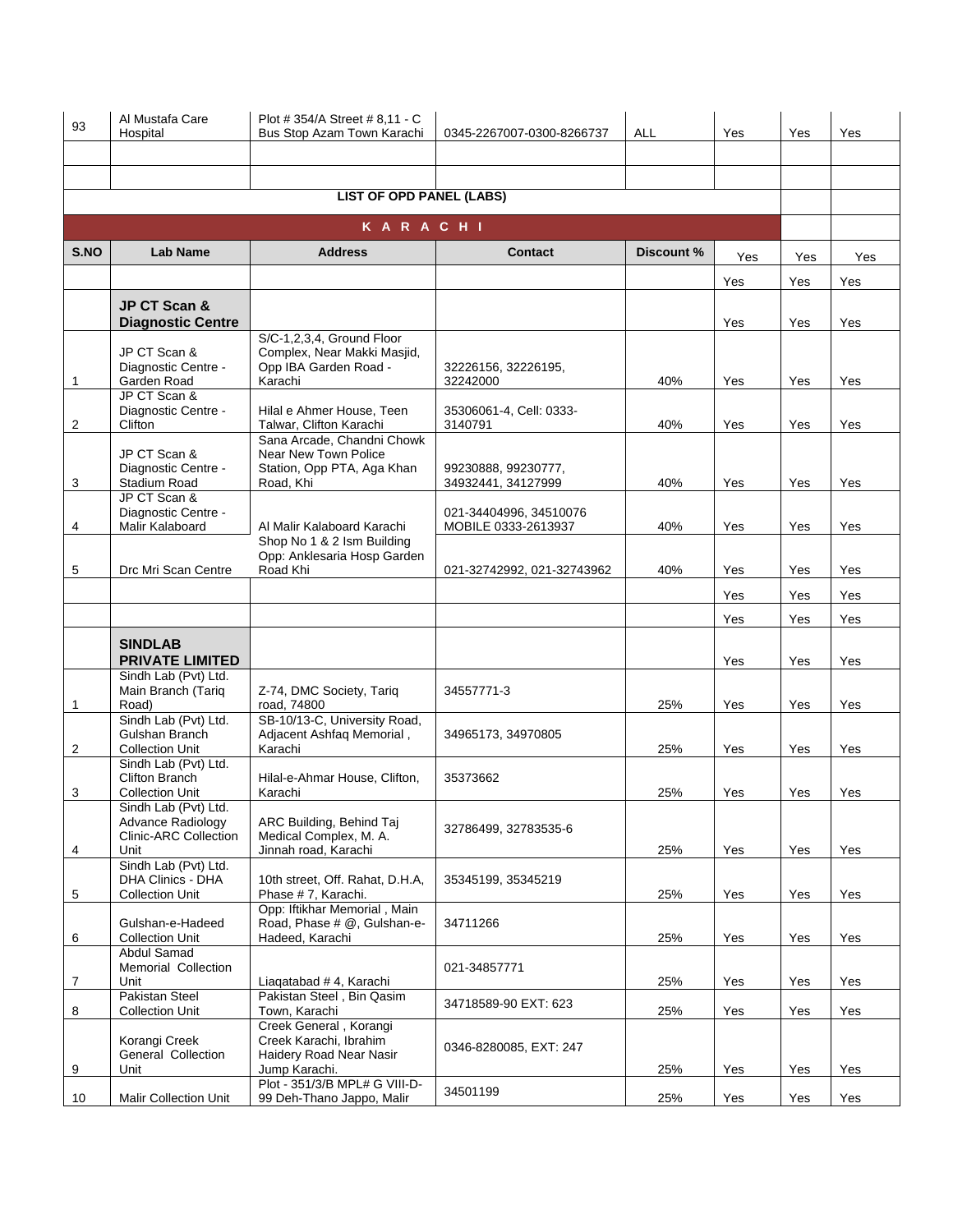| | | | | | | | |
|---|---|---|---|---|---|---|---|
| 93 | Al Mustafa Care Hospital | Plot # 354/A Street # 8,11 - C Bus Stop Azam Town Karachi | 0345-2267007-0300-8266737 | ALL | Yes | Yes | Yes |
| | | | | | | | |
| | | | | | | | |

**LIST OF OPD PANEL (LABS)**

**K A R A C H I**

| S.NO | Lab Name | Address | Contact | Discount % | Yes | Yes | Yes |
|---|---|---|---|---|---|---|---|
| | | | | | Yes | Yes | Yes |
| | **JP CT Scan & Diagnostic Centre** | | | | Yes | Yes | Yes |
| 1 | JP CT Scan & Diagnostic Centre - Garden Road | S/C-1,2,3,4, Ground Floor Complex, Near Makki Masjid, Opp IBA Garden Road - Karachi | 32226156, 32226195, 32242000 | 40% | Yes | Yes | Yes |
| 2 | JP CT Scan & Diagnostic Centre - Clifton | Hilal e Ahmer House, Teen Talwar, Clifton Karachi | 35306061-4, Cell: 0333-3140791 | 40% | Yes | Yes | Yes |
| 3 | JP CT Scan & Diagnostic Centre - Stadium Road | Sana Arcade, Chandni Chowk Near New Town Police Station, Opp PTA, Aga Khan Road, Khi | 99230888, 99230777, 34932441, 34127999 | 40% | Yes | Yes | Yes |
| 4 | JP CT Scan & Diagnostic Centre - Malir Kalaboard | Al Malir Kalaboard Karachi | 021-34404996, 34510076 MOBILE 0333-2613937 | 40% | Yes | Yes | Yes |
| 5 | Drc Mri Scan Centre | Shop No 1 & 2 Ism Building Opp: Anklesaria Hosp Garden Road Khi | 021-32742992, 021-32743962 | 40% | Yes | Yes | Yes |
| | | | | | Yes | Yes | Yes |
| | | | | | Yes | Yes | Yes |
| | **SINDLAB PRIVATE LIMITED** | | | | Yes | Yes | Yes |
| 1 | Sindh Lab (Pvt) Ltd. Main Branch (Tariq Road) | Z-74, DMC Society, Tariq road, 74800 | 34557771-3 | 25% | Yes | Yes | Yes |
| 2 | Sindh Lab (Pvt) Ltd. Gulshan Branch Collection Unit | SB-10/13-C, University Road, Adjacent Ashfaq Memorial , Karachi | 34965173, 34970805 | 25% | Yes | Yes | Yes |
| 3 | Sindh Lab (Pvt) Ltd. Clifton Branch Collection Unit | Hilal-e-Ahmar House, Clifton, Karachi | 35373662 | 25% | Yes | Yes | Yes |
| 4 | Sindh Lab (Pvt) Ltd. Advance Radiology Clinic-ARC Collection Unit | ARC Building, Behind Taj Medical Complex, M. A. Jinnah road, Karachi | 32786499, 32783535-6 | 25% | Yes | Yes | Yes |
| 5 | Sindh Lab (Pvt) Ltd. DHA Clinics - DHA Collection Unit | 10th street, Off. Rahat, D.H.A, Phase # 7, Karachi. | 35345199, 35345219 | 25% | Yes | Yes | Yes |
| 6 | Gulshan-e-Hadeed Collection Unit | Opp: Iftikhar Memorial , Main Road, Phase # @, Gulshan-e-Hadeed, Karachi | 34711266 | 25% | Yes | Yes | Yes |
| 7 | Abdul Samad Memorial Collection Unit | Liaqatabad # 4, Karachi | 021-34857771 | 25% | Yes | Yes | Yes |
| 8 | Pakistan Steel Collection Unit | Pakistan Steel , Bin Qasim Town, Karachi | 34718589-90 EXT: 623 | 25% | Yes | Yes | Yes |
| 9 | Korangi Creek General Collection Unit | Creek General , Korangi Creek Karachi, Ibrahim Haidery Road Near Nasir Jump Karachi. | 0346-8280085, EXT: 247 | 25% | Yes | Yes | Yes |
| 10 | Malir Collection Unit | Plot - 351/3/B MPL# G VIII-D-99 Deh-Thano Jappo, Malir | 34501199 | 25% | Yes | Yes | Yes |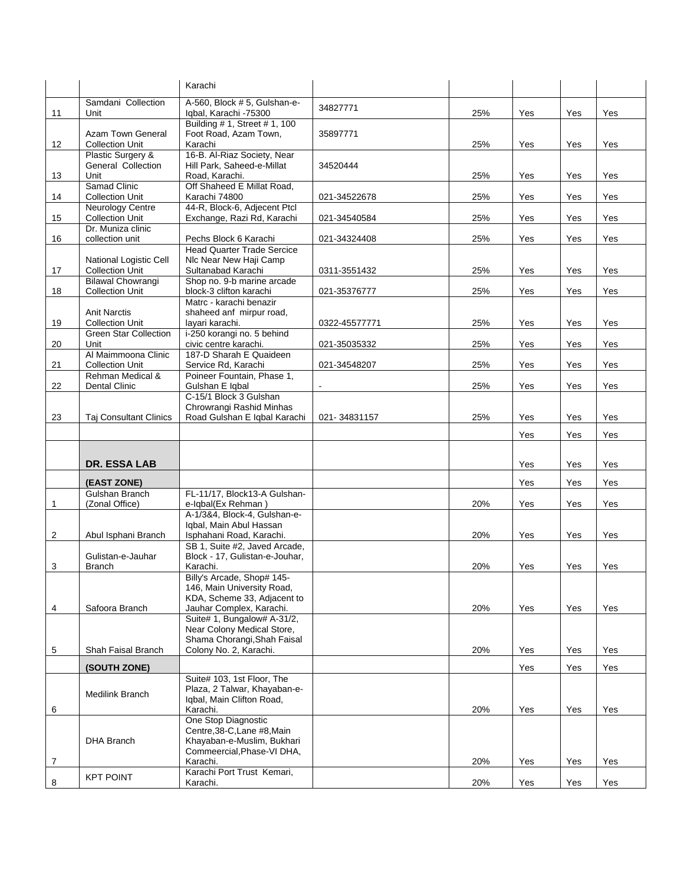| | | | | | | | |
|---|---|---|---|---|---|---|---|
| | | Karachi | | | | | |
| 11 | Samdani Collection Unit | A-560, Block # 5, Gulshan-e-Iqbal, Karachi -75300 | 34827771 | 25% | Yes | Yes | Yes |
| 12 | Azam Town General Collection Unit | Building # 1, Street # 1, 100 Foot Road, Azam Town, Karachi | 35897771 | 25% | Yes | Yes | Yes |
| 13 | Plastic Surgery & General Collection Unit | 16-B. Al-Riaz Society, Near Hill Park, Saheed-e-Millat Road, Karachi. | 34520444 | 25% | Yes | Yes | Yes |
| 14 | Samad Clinic Collection Unit | Off Shaheed E Millat Road, Karachi 74800 | 021-34522678 | 25% | Yes | Yes | Yes |
| 15 | Neurology Centre Collection Unit | 44-R, Block-6, Adjecent Ptcl Exchange, Razi Rd, Karachi | 021-34540584 | 25% | Yes | Yes | Yes |
| 16 | Dr. Muniza clinic collection unit | Pechs Block 6 Karachi | 021-34324408 | 25% | Yes | Yes | Yes |
| 17 | National Logistic Cell Collection Unit | Head Quarter Trade Sercice Nlc Near New Haji Camp Sultanabad Karachi | 0311-3551432 | 25% | Yes | Yes | Yes |
| 18 | Bilawal Chowrangi Collection Unit | Shop no. 9-b marine arcade block-3 clifton karachi | 021-35376777 | 25% | Yes | Yes | Yes |
| 19 | Anit Narctis Collection Unit | Matrc - karachi benazir shaheed anf mirpur road, layari karachi. | 0322-45577771 | 25% | Yes | Yes | Yes |
| 20 | Green Star Collection Unit | i-250 korangi no. 5 behind civic centre karachi. | 021-35035332 | 25% | Yes | Yes | Yes |
| 21 | Al Maimmoona Clinic Collection Unit | 187-D Sharah E Quaideen Service Rd, Karachi | 021-34548207 | 25% | Yes | Yes | Yes |
| 22 | Rehman Medical & Dental Clinic | Poineer Fountain, Phase 1, Gulshan E Iqbal | - | 25% | Yes | Yes | Yes |
| 23 | Taj Consultant Clinics | C-15/1 Block 3 Gulshan Chrowrangi Rashid Minhas Road Gulshan E Iqbal Karachi | 021- 34831157 | 25% | Yes | Yes | Yes |
| | | | | | Yes | Yes | Yes |
| | **DR. ESSA LAB** | | | | Yes | Yes | Yes |
| | **(EAST ZONE)** | | | | Yes | Yes | Yes |
| 1 | Gulshan Branch (Zonal Office) | FL-11/17, Block13-A Gulshan-e-Iqbal(Ex Rehman ) | | 20% | Yes | Yes | Yes |
| 2 | Abul Isphani Branch | A-1/3&4, Block-4, Gulshan-e-Iqbal, Main Abul Hassan Isphahani Road, Karachi. | | 20% | Yes | Yes | Yes |
| 3 | Gulistan-e-Jauhar Branch | SB 1, Suite #2, Javed Arcade, Block - 17, Gulistan-e-Jouhar, Karachi. | | 20% | Yes | Yes | Yes |
| 4 | Safoora Branch | Billy's Arcade, Shop# 145-146, Main University Road, KDA, Scheme 33, Adjacent to Jauhar Complex, Karachi. | | 20% | Yes | Yes | Yes |
| 5 | Shah Faisal Branch | Suite# 1, Bungalow# A-31/2, Near Colony Medical Store, Shama Chorangi,Shah Faisal Colony No. 2, Karachi. | | 20% | Yes | Yes | Yes |
| | **(SOUTH ZONE)** | | | | Yes | Yes | Yes |
| 6 | Medilink Branch | Suite# 103, 1st Floor, The Plaza, 2 Talwar, Khayaban-e-Iqbal, Main Clifton Road, Karachi. | | 20% | Yes | Yes | Yes |
| 7 | DHA Branch | One Stop Diagnostic Centre,38-C,Lane #8,Main Khayaban-e-Muslim, Bukhari Commeercial,Phase-VI DHA, Karachi. | | 20% | Yes | Yes | Yes |
| 8 | KPT POINT | Karachi Port Trust Kemari, Karachi. | | 20% | Yes | Yes | Yes |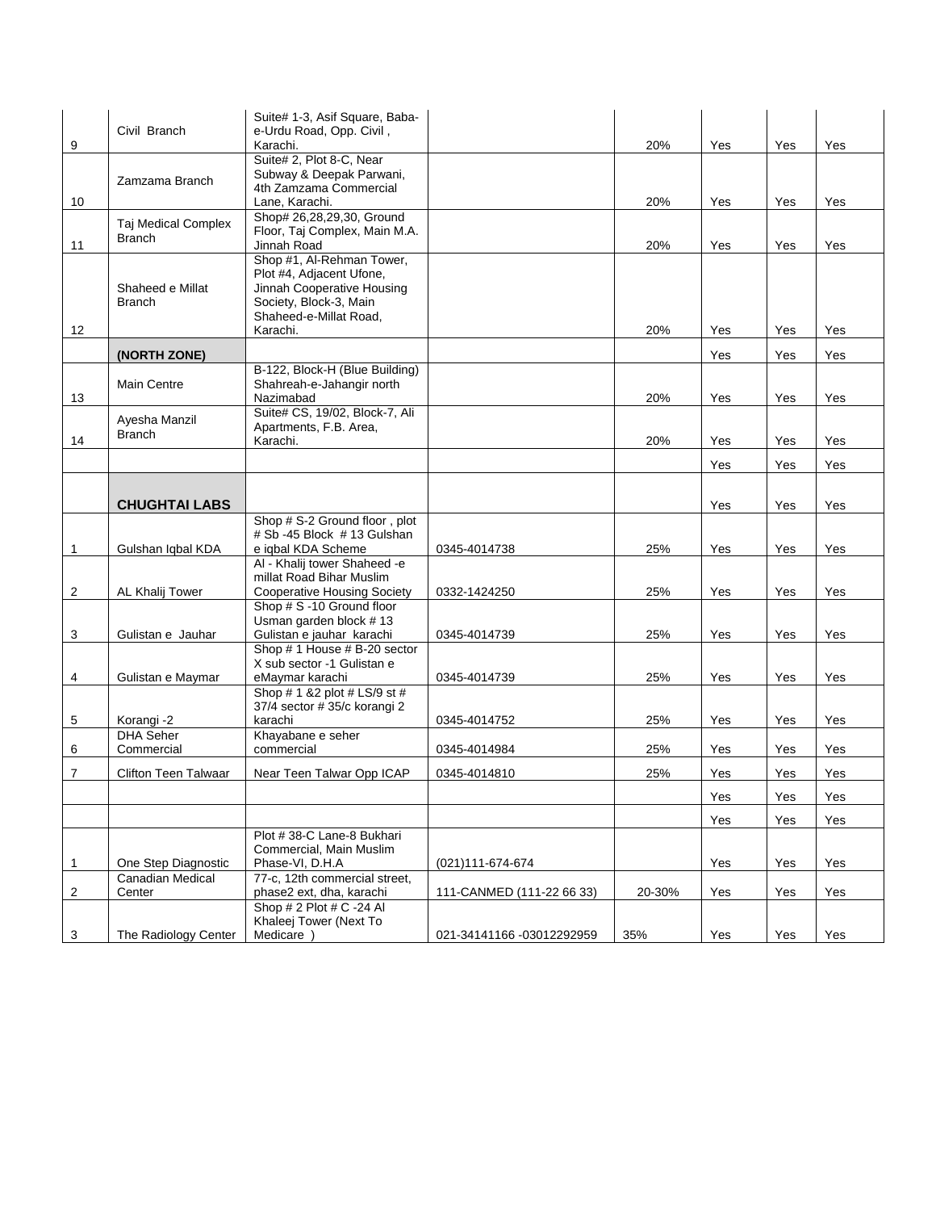| | | | | | | | |
|---|---|---|---|---|---|---|---|
| 9 | Civil Branch | Suite# 1-3, Asif Square, Baba-e-Urdu Road, Opp. Civil , Karachi. | | 20% | Yes | Yes | Yes |
| 10 | Zamzama Branch | Suite# 2, Plot 8-C, Near Subway & Deepak Parwani, 4th Zamzama Commercial Lane, Karachi. | | 20% | Yes | Yes | Yes |
| 11 | Taj Medical Complex Branch | Shop# 26,28,29,30, Ground Floor, Taj Complex, Main M.A. Jinnah Road | | 20% | Yes | Yes | Yes |
| 12 | Shaheed e Millat Branch | Shop #1, Al-Rehman Tower, Plot #4, Adjacent Ufone, Jinnah Cooperative Housing Society, Block-3, Main Shaheed-e-Millat Road, Karachi. | | 20% | Yes | Yes | Yes |
| | **(NORTH ZONE)** | | | | Yes | Yes | Yes |
| 13 | Main Centre | B-122, Block-H (Blue Building) Shahreah-e-Jahangir north Nazimabad | | 20% | Yes | Yes | Yes |
| 14 | Ayesha Manzil Branch | Suite# CS, 19/02, Block-7, Ali Apartments, F.B. Area, Karachi. | | 20% | Yes | Yes | Yes |
| | | | | | Yes | Yes | Yes |
| | **CHUGHTAI LABS** | | | | Yes | Yes | Yes |
| 1 | Gulshan Iqbal KDA | Shop # S-2 Ground floor , plot # Sb -45 Block # 13 Gulshan e iqbal KDA Scheme | 0345-4014738 | 25% | Yes | Yes | Yes |
| 2 | AL Khalij Tower | Al - Khalij tower Shaheed -e millat Road Bihar Muslim Cooperative Housing Society | 0332-1424250 | 25% | Yes | Yes | Yes |
| 3 | Gulistan e Jauhar | Shop # S -10 Ground floor Usman garden block # 13 Gulistan e jauhar karachi | 0345-4014739 | 25% | Yes | Yes | Yes |
| 4 | Gulistan e Maymar | Shop # 1 House # B-20 sector X sub sector -1 Gulistan e eMaymar karachi | 0345-4014739 | 25% | Yes | Yes | Yes |
| 5 | Korangi -2 | Shop # 1 &2 plot # LS/9 st # 37/4 sector # 35/c korangi 2 karachi | 0345-4014752 | 25% | Yes | Yes | Yes |
| 6 | DHA Seher Commercial | Khayabane e seher commercial | 0345-4014984 | 25% | Yes | Yes | Yes |
| 7 | Clifton Teen Talwaar | Near Teen Talwar Opp ICAP | 0345-4014810 | 25% | Yes | Yes | Yes |
| | | | | | Yes | Yes | Yes |
| | | | | | Yes | Yes | Yes |
| 1 | One Step Diagnostic | Plot # 38-C Lane-8 Bukhari Commercial, Main Muslim Phase-VI, D.H.A | (021)111-674-674 | | Yes | Yes | Yes |
| 2 | Canadian Medical Center | 77-c, 12th commercial street, phase2 ext, dha, karachi | 111-CANMED (111-22 66 33) | 20-30% | Yes | Yes | Yes |
| 3 | The Radiology Center | Shop # 2 Plot # C -24 Al Khaleej Tower (Next To Medicare ) | 021-34141166 -03012292959 | 35% | Yes | Yes | Yes |